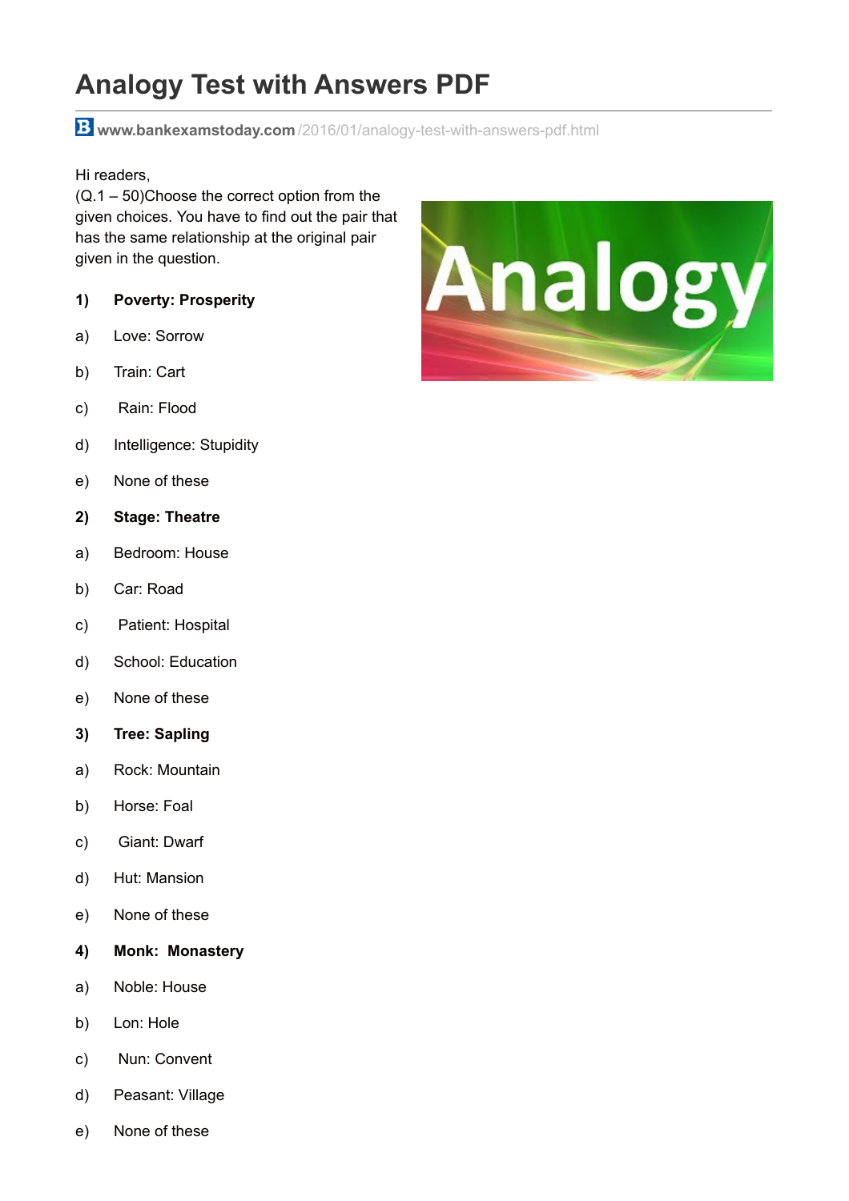# Analogy Test with Answers PDF

**www.bankexamstoday.com**/2016/01/analogy-test-with-answers-pdf.html

Hi readers,
(Q.1 – 50)Choose the correct option from the given choices. You have to find out the pair that has the same relationship at the original pair given in the question.

**1) Poverty: Prosperity**

a) Love: Sorrow

b) Train: Cart

c) Rain: Flood

d) Intelligence: Stupidity

e) None of these

**2) Stage: Theatre**

a) Bedroom: House

b) Car: Road

c) Patient: Hospital

d) School: Education

e) None of these

**3) Tree: Sapling**

a) Rock: Mountain

b) Horse: Foal

c) Giant: Dwarf

d) Hut: Mansion

e) None of these

**4) Monk: Monastery**

a) Noble: House

b) Lon: Hole

c) Nun: Convent

d) Peasant: Village

e) None of these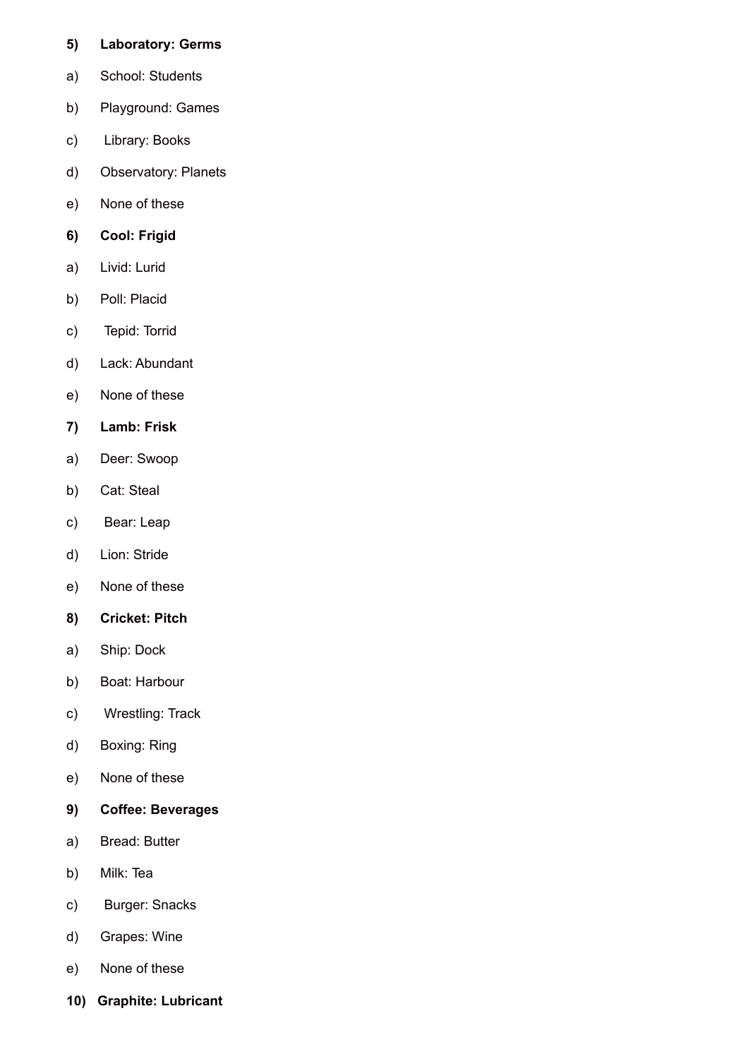**5) Laboratory: Germs**

a) School: Students

b) Playground: Games

c) Library: Books

d) Observatory: Planets

e) None of these

**6) Cool: Frigid**

a) Livid: Lurid

b) Poll: Placid

c) Tepid: Torrid

d) Lack: Abundant

e) None of these

**7) Lamb: Frisk**

a) Deer: Swoop

b) Cat: Steal

c) Bear: Leap

d) Lion: Stride

e) None of these

**8) Cricket: Pitch**

a) Ship: Dock

b) Boat: Harbour

c) Wrestling: Track

d) Boxing: Ring

e) None of these

**9) Coffee: Beverages**

a) Bread: Butter

b) Milk: Tea

c) Burger: Snacks

d) Grapes: Wine

e) None of these

**10) Graphite: Lubricant**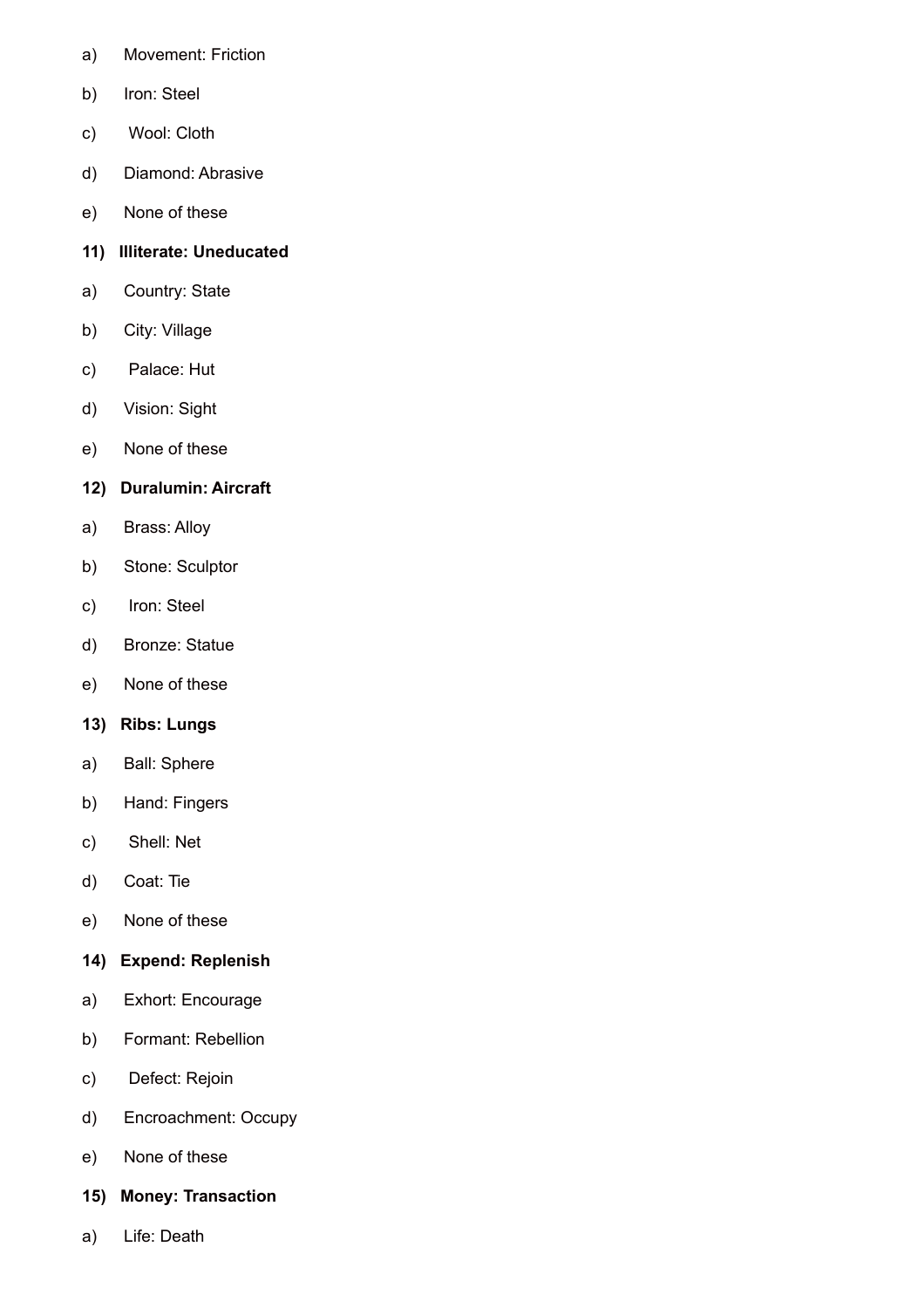a) Movement: Friction

b) Iron: Steel

c) Wool: Cloth

d) Diamond: Abrasive

e) None of these

**11) Illiterate: Uneducated**

a) Country: State

b) City: Village

c) Palace: Hut

d) Vision: Sight

e) None of these

**12) Duralumin: Aircraft**

a) Brass: Alloy

b) Stone: Sculptor

c) Iron: Steel

d) Bronze: Statue

e) None of these

**13) Ribs: Lungs**

a) Ball: Sphere

b) Hand: Fingers

c) Shell: Net

d) Coat: Tie

e) None of these

**14) Expend: Replenish**

a) Exhort: Encourage

b) Formant: Rebellion

c) Defect: Rejoin

d) Encroachment: Occupy

e) None of these

**15) Money: Transaction**

a) Life: Death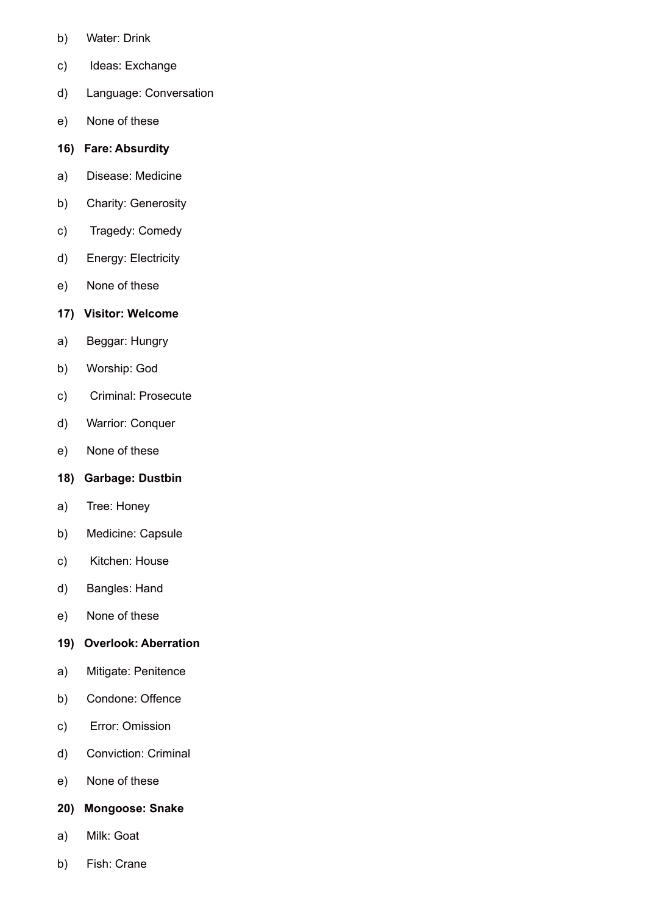b) Water: Drink

c) Ideas: Exchange

d) Language: Conversation

e) None of these

**16) Fare: Absurdity**

a) Disease: Medicine

b) Charity: Generosity

c) Tragedy: Comedy

d) Energy: Electricity

e) None of these

**17) Visitor: Welcome**

a) Beggar: Hungry

b) Worship: God

c) Criminal: Prosecute

d) Warrior: Conquer

e) None of these

**18) Garbage: Dustbin**

a) Tree: Honey

b) Medicine: Capsule

c) Kitchen: House

d) Bangles: Hand

e) None of these

**19) Overlook: Aberration**

a) Mitigate: Penitence

b) Condone: Offence

c) Error: Omission

d) Conviction: Criminal

e) None of these

**20) Mongoose: Snake**

a) Milk: Goat

b) Fish: Crane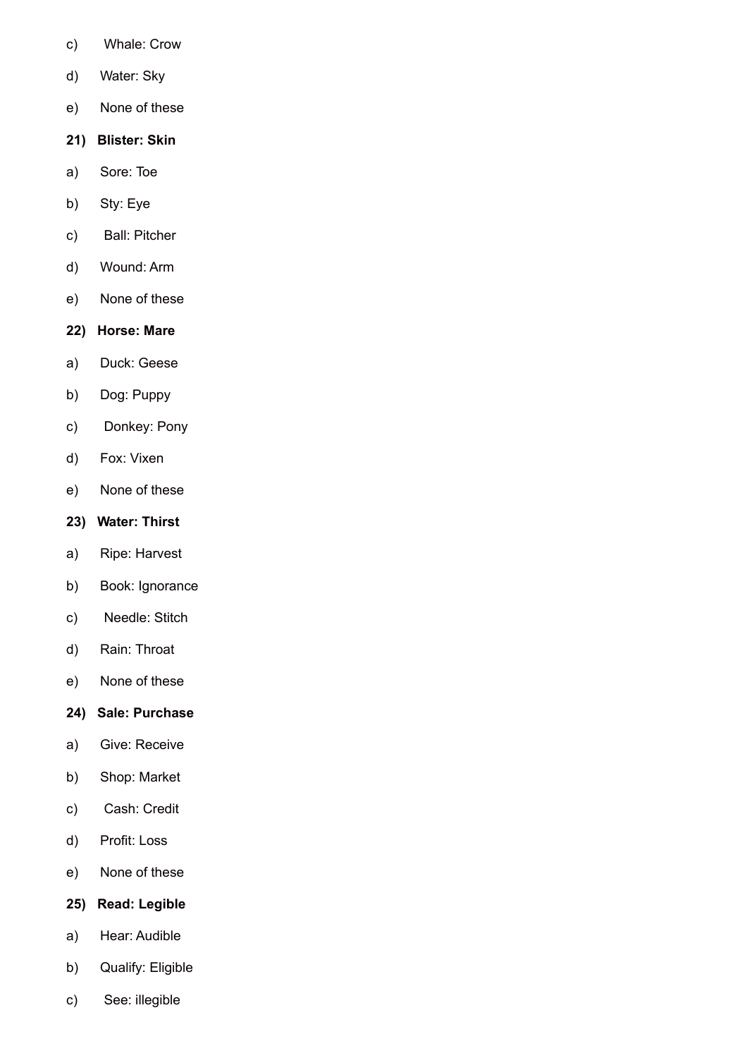c) Whale: Crow

d) Water: Sky

e) None of these

**21) Blister: Skin**

a) Sore: Toe

b) Sty: Eye

c) Ball: Pitcher

d) Wound: Arm

e) None of these

**22) Horse: Mare**

a) Duck: Geese

b) Dog: Puppy

c) Donkey: Pony

d) Fox: Vixen

e) None of these

**23) Water: Thirst**

a) Ripe: Harvest

b) Book: Ignorance

c) Needle: Stitch

d) Rain: Throat

e) None of these

**24) Sale: Purchase**

a) Give: Receive

b) Shop: Market

c) Cash: Credit

d) Profit: Loss

e) None of these

**25) Read: Legible**

a) Hear: Audible

b) Qualify: Eligible

c) See: illegible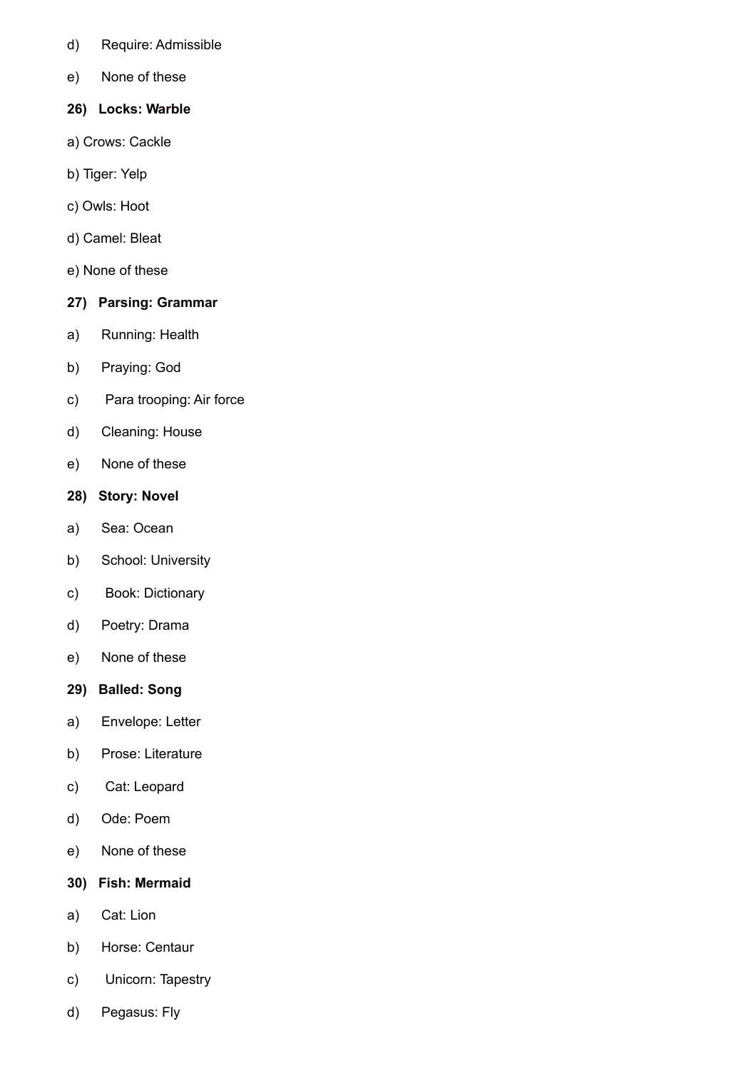d) Require: Admissible

e) None of these

**26) Locks: Warble**

a) Crows: Cackle

b) Tiger: Yelp

c) Owls: Hoot

d) Camel: Bleat

e) None of these

**27) Parsing: Grammar**

a) Running: Health

b) Praying: God

c) Para trooping: Air force

d) Cleaning: House

e) None of these

**28) Story: Novel**

a) Sea: Ocean

b) School: University

c) Book: Dictionary

d) Poetry: Drama

e) None of these

**29) Balled: Song**

a) Envelope: Letter

b) Prose: Literature

c) Cat: Leopard

d) Ode: Poem

e) None of these

**30) Fish: Mermaid**

a) Cat: Lion

b) Horse: Centaur

c) Unicorn: Tapestry

d) Pegasus: Fly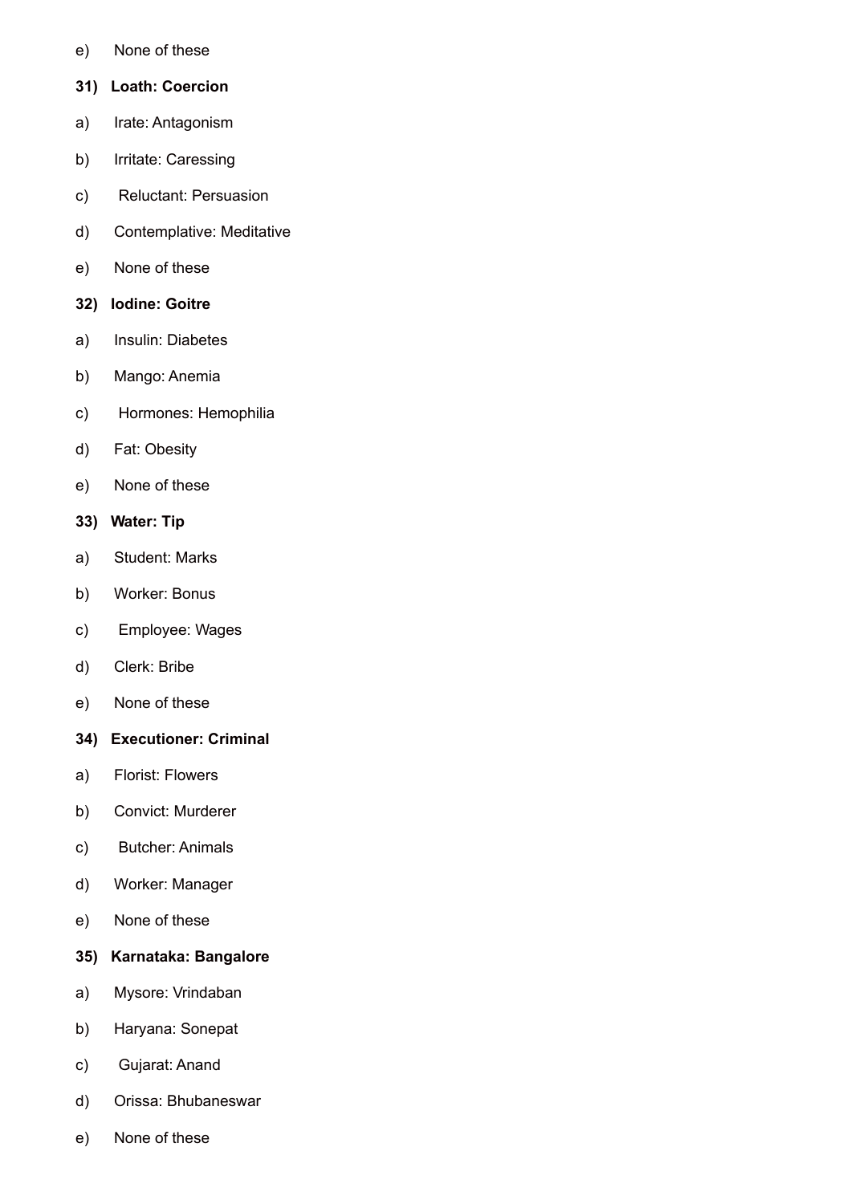e) None of these

**31) Loath: Coercion**

a) Irate: Antagonism

b) Irritate: Caressing

c) Reluctant: Persuasion

d) Contemplative: Meditative

e) None of these

**32) Iodine: Goitre**

a) Insulin: Diabetes

b) Mango: Anemia

c) Hormones: Hemophilia

d) Fat: Obesity

e) None of these

**33) Water: Tip**

a) Student: Marks

b) Worker: Bonus

c) Employee: Wages

d) Clerk: Bribe

e) None of these

**34) Executioner: Criminal**

a) Florist: Flowers

b) Convict: Murderer

c) Butcher: Animals

d) Worker: Manager

e) None of these

**35) Karnataka: Bangalore**

a) Mysore: Vrindaban

b) Haryana: Sonepat

c) Gujarat: Anand

d) Orissa: Bhubaneswar

e) None of these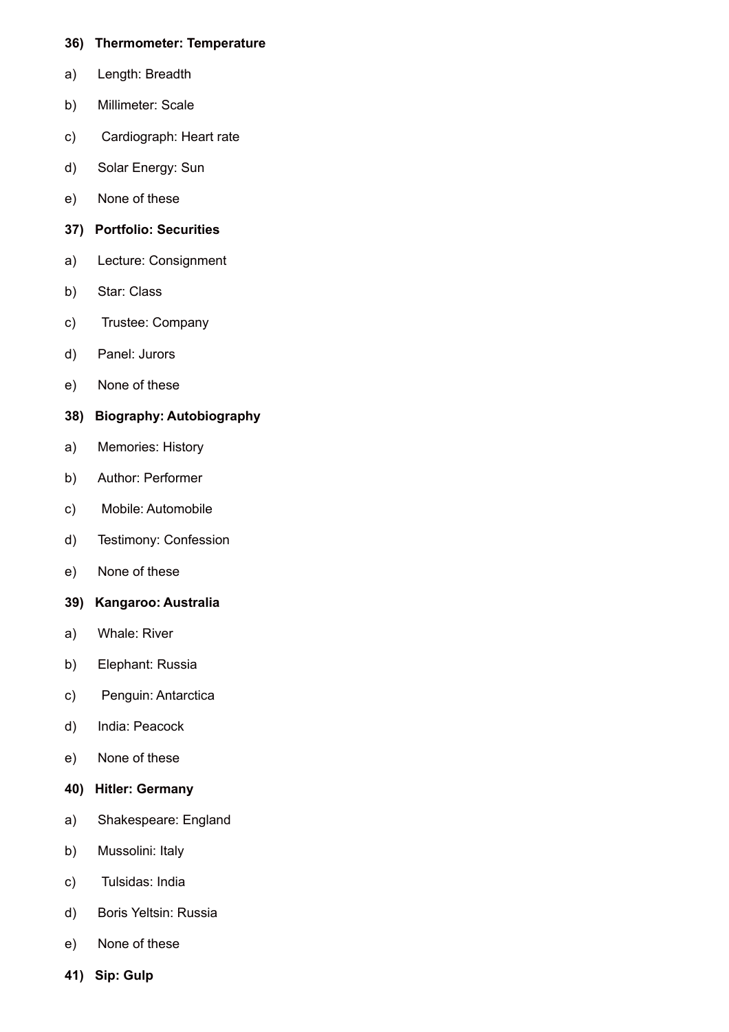**36) Thermometer: Temperature**

a) Length: Breadth

b) Millimeter: Scale

c) Cardiograph: Heart rate

d) Solar Energy: Sun

e) None of these

**37) Portfolio: Securities**

a) Lecture: Consignment

b) Star: Class

c) Trustee: Company

d) Panel: Jurors

e) None of these

**38) Biography: Autobiography**

a) Memories: History

b) Author: Performer

c) Mobile: Automobile

d) Testimony: Confession

e) None of these

**39) Kangaroo: Australia**

a) Whale: River

b) Elephant: Russia

c) Penguin: Antarctica

d) India: Peacock

e) None of these

**40) Hitler: Germany**

a) Shakespeare: England

b) Mussolini: Italy

c) Tulsidas: India

d) Boris Yeltsin: Russia

e) None of these

**41) Sip: Gulp**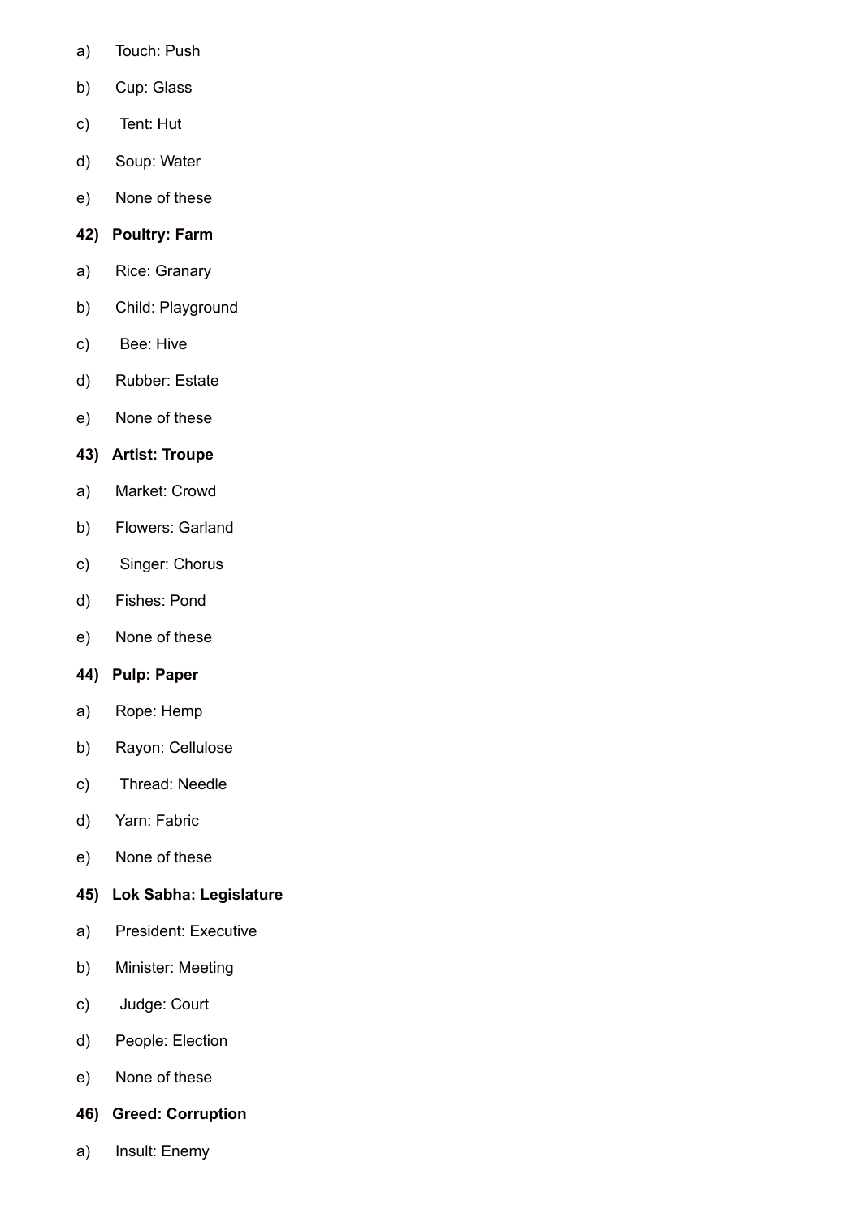a) Touch: Push

b) Cup: Glass

c) Tent: Hut

d) Soup: Water

e) None of these

**42) Poultry: Farm**

a) Rice: Granary

b) Child: Playground

c) Bee: Hive

d) Rubber: Estate

e) None of these

**43) Artist: Troupe**

a) Market: Crowd

b) Flowers: Garland

c) Singer: Chorus

d) Fishes: Pond

e) None of these

**44) Pulp: Paper**

a) Rope: Hemp

b) Rayon: Cellulose

c) Thread: Needle

d) Yarn: Fabric

e) None of these

**45) Lok Sabha: Legislature**

a) President: Executive

b) Minister: Meeting

c) Judge: Court

d) People: Election

e) None of these

**46) Greed: Corruption**

a) Insult: Enemy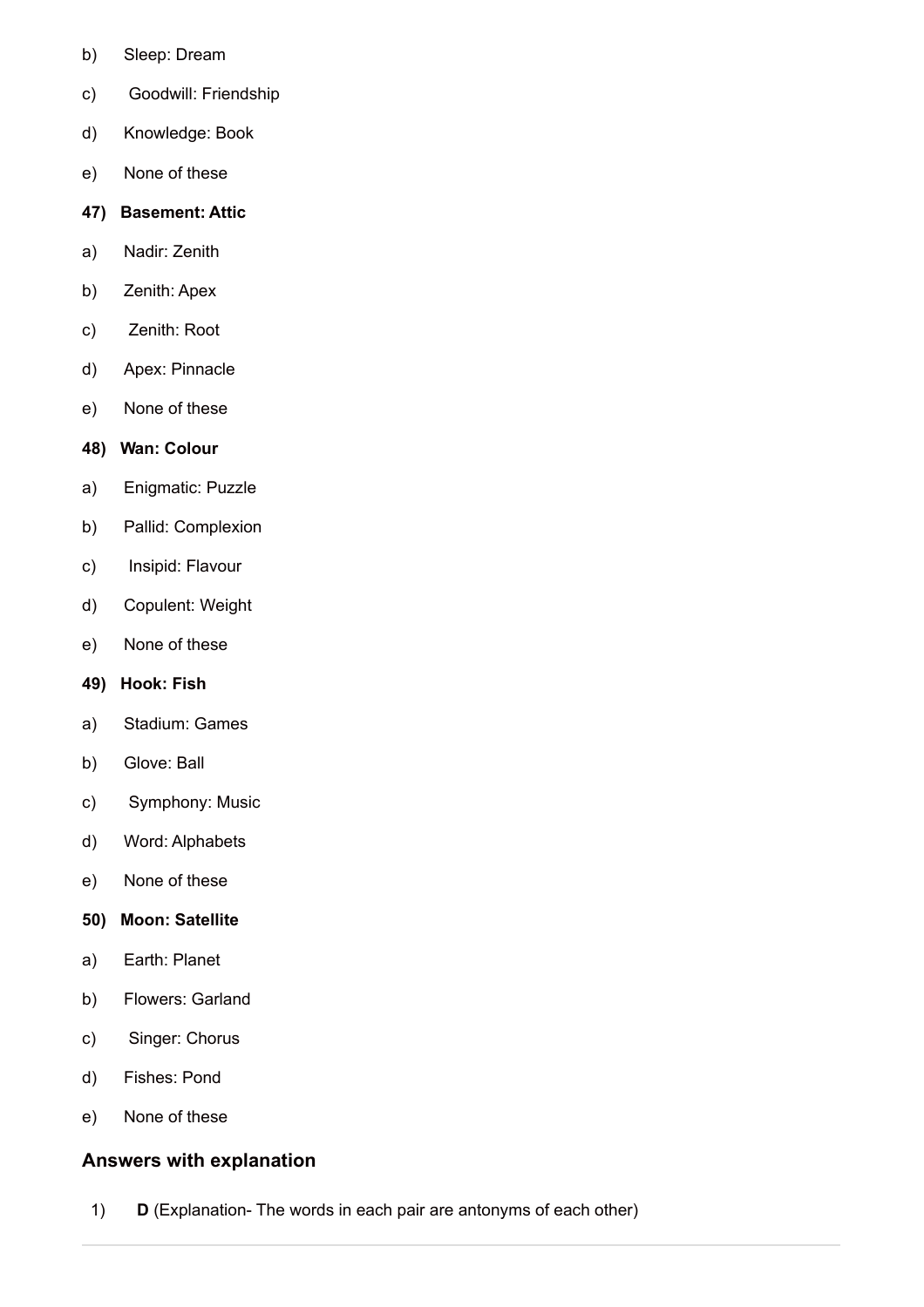b) Sleep: Dream

c) Goodwill: Friendship

d) Knowledge: Book

e) None of these

**47) Basement: Attic**

a) Nadir: Zenith

b) Zenith: Apex

c) Zenith: Root

d) Apex: Pinnacle

e) None of these

**48) Wan: Colour**

a) Enigmatic: Puzzle

b) Pallid: Complexion

c) Insipid: Flavour

d) Copulent: Weight

e) None of these

**49) Hook: Fish**

a) Stadium: Games

b) Glove: Ball

c) Symphony: Music

d) Word: Alphabets

e) None of these

**50) Moon: Satellite**

a) Earth: Planet

b) Flowers: Garland

c) Singer: Chorus

d) Fishes: Pond

e) None of these

## Answers with explanation

1) **D** (Explanation- The words in each pair are antonyms of each other)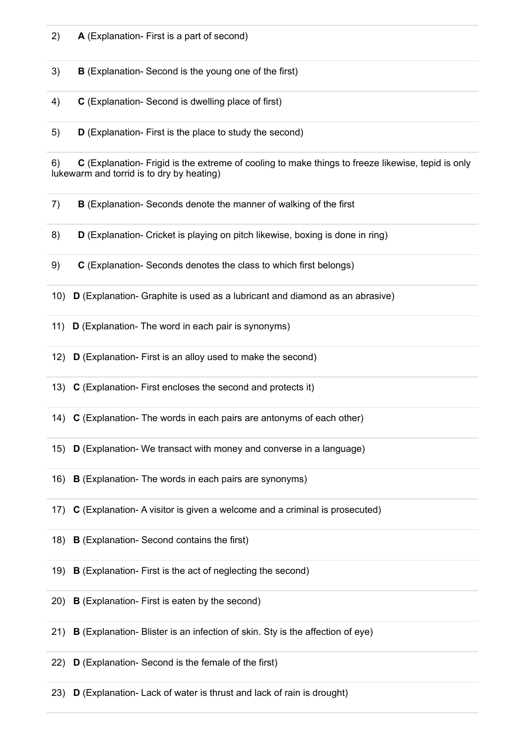2) **A** (Explanation- First is a part of second)

3) **B** (Explanation- Second is the young one of the first)

4) **C** (Explanation- Second is dwelling place of first)

5) **D** (Explanation- First is the place to study the second)

6) **C** (Explanation- Frigid is the extreme of cooling to make things to freeze likewise, tepid is only lukewarm and torrid is to dry by heating)

7) **B** (Explanation- Seconds denote the manner of walking of the first

8) **D** (Explanation- Cricket is playing on pitch likewise, boxing is done in ring)

9) **C** (Explanation- Seconds denotes the class to which first belongs)

10) **D** (Explanation- Graphite is used as a lubricant and diamond as an abrasive)

11) **D** (Explanation- The word in each pair is synonyms)

12) **D** (Explanation- First is an alloy used to make the second)

13) **C** (Explanation- First encloses the second and protects it)

14) **C** (Explanation- The words in each pairs are antonyms of each other)

15) **D** (Explanation- We transact with money and converse in a language)

16) **B** (Explanation- The words in each pairs are synonyms)

17) **C** (Explanation- A visitor is given a welcome and a criminal is prosecuted)

18) **B** (Explanation- Second contains the first)

19) **B** (Explanation- First is the act of neglecting the second)

20) **B** (Explanation- First is eaten by the second)

21) **B** (Explanation- Blister is an infection of skin. Sty is the affection of eye)

22) **D** (Explanation- Second is the female of the first)

23) **D** (Explanation- Lack of water is thrust and lack of rain is drought)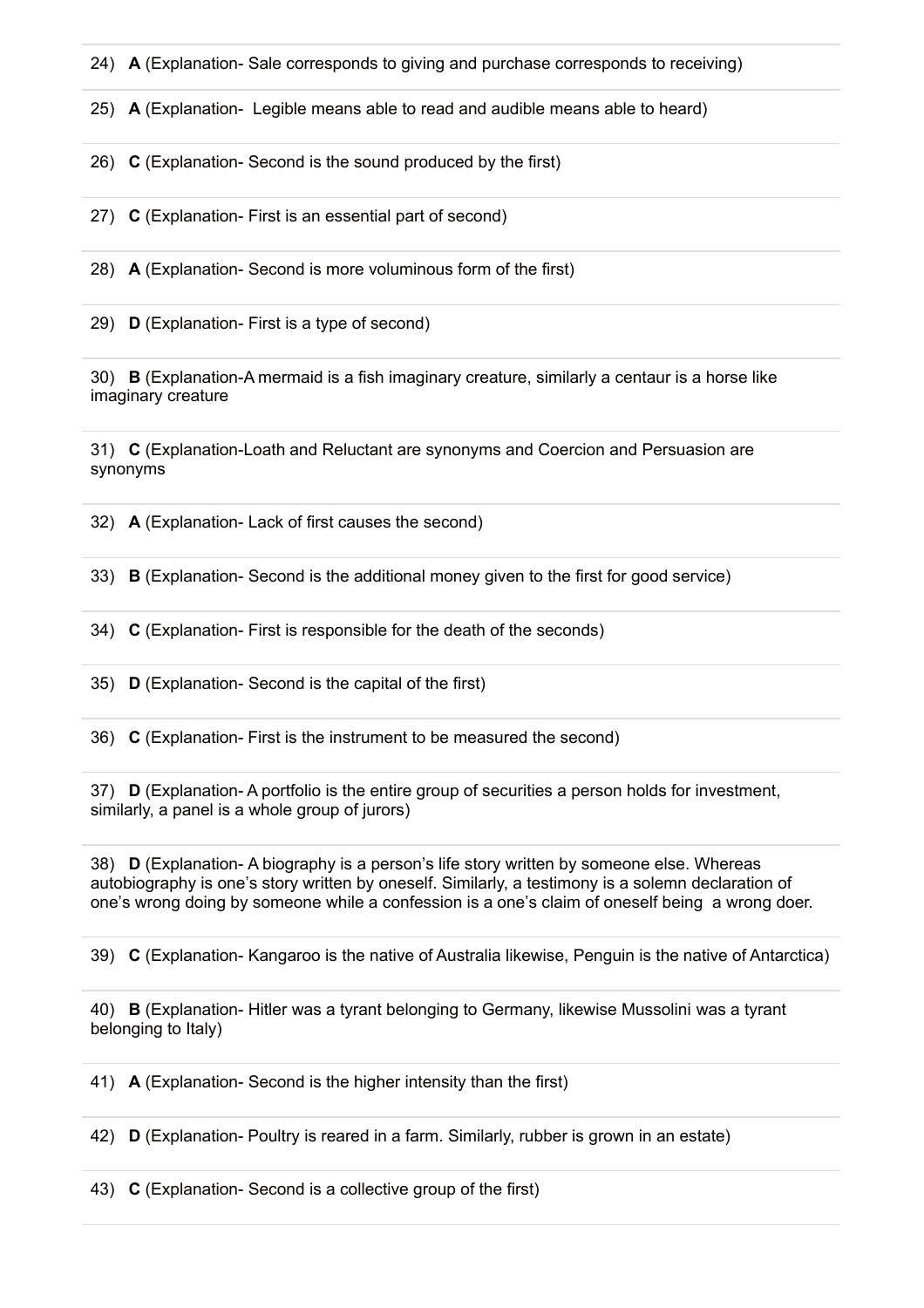24) **A** (Explanation- Sale corresponds to giving and purchase corresponds to receiving)

25) **A** (Explanation- Legible means able to read and audible means able to heard)

26) **C** (Explanation- Second is the sound produced by the first)

27) **C** (Explanation- First is an essential part of second)

28) **A** (Explanation- Second is more voluminous form of the first)

29) **D** (Explanation- First is a type of second)

30) **B** (Explanation-A mermaid is a fish imaginary creature, similarly a centaur is a horse like imaginary creature

31) **C** (Explanation-Loath and Reluctant are synonyms and Coercion and Persuasion are synonyms

32) **A** (Explanation- Lack of first causes the second)

33) **B** (Explanation- Second is the additional money given to the first for good service)

34) **C** (Explanation- First is responsible for the death of the seconds)

35) **D** (Explanation- Second is the capital of the first)

36) **C** (Explanation- First is the instrument to be measured the second)

37) **D** (Explanation- A portfolio is the entire group of securities a person holds for investment, similarly, a panel is a whole group of jurors)

38) **D** (Explanation- A biography is a person's life story written by someone else. Whereas autobiography is one's story written by oneself. Similarly, a testimony is a solemn declaration of one's wrong doing by someone while a confession is a one's claim of oneself being a wrong doer.

39) **C** (Explanation- Kangaroo is the native of Australia likewise, Penguin is the native of Antarctica)

40) **B** (Explanation- Hitler was a tyrant belonging to Germany, likewise Mussolini was a tyrant belonging to Italy)

41) **A** (Explanation- Second is the higher intensity than the first)

42) **D** (Explanation- Poultry is reared in a farm. Similarly, rubber is grown in an estate)

43) **C** (Explanation- Second is a collective group of the first)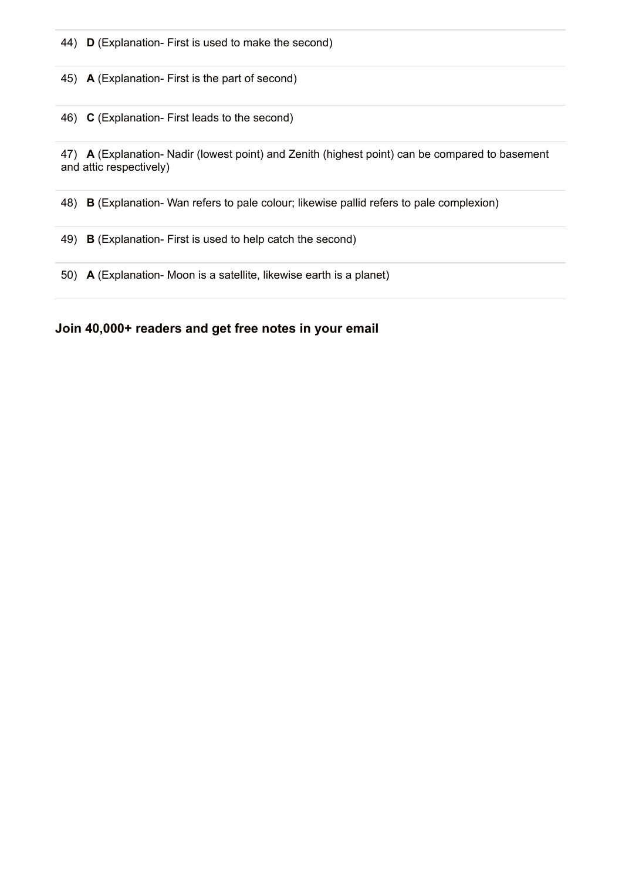44) **D** (Explanation- First is used to make the second)

45) **A** (Explanation- First is the part of second)

46) **C** (Explanation- First leads to the second)

47) **A** (Explanation- Nadir (lowest point) and Zenith (highest point) can be compared to basement and attic respectively)

48) **B** (Explanation- Wan refers to pale colour; likewise pallid refers to pale complexion)

49) **B** (Explanation- First is used to help catch the second)

50) **A** (Explanation- Moon is a satellite, likewise earth is a planet)

**Join 40,000+ readers and get free notes in your email**